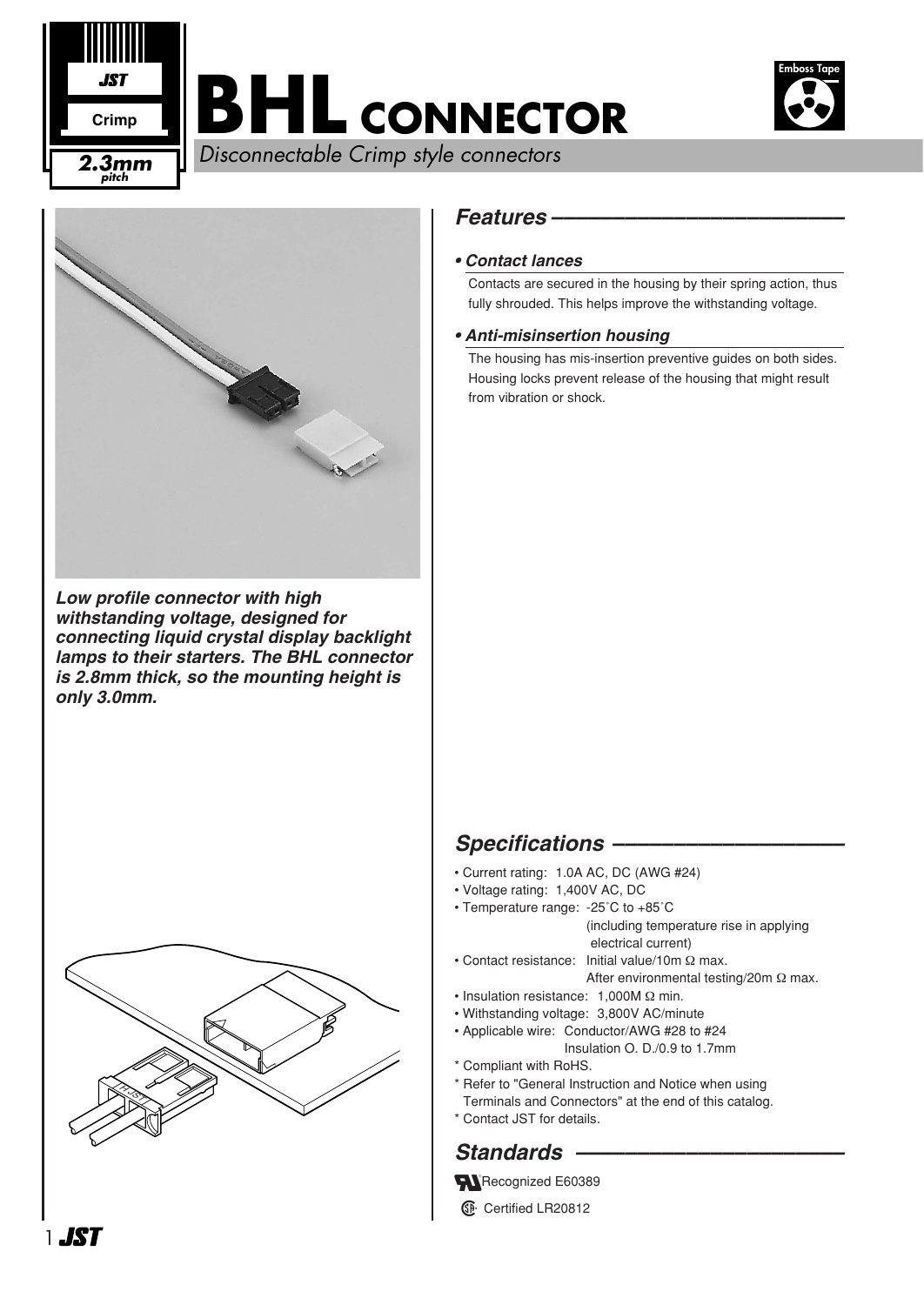# BHL CONNECTOR

*Disconnectable Crimp style connectors*

JST Crimp 2.3mm pitch

Emboss Tape

***Low profile connector with high withstanding voltage, designed for connecting liquid crystal display backlight lamps to their starters. The BHL connector is 2.8mm thick, so the mounting height is only 3.0mm.***

## *Features*

***• Contact lances***

Contacts are secured in the housing by their spring action, thus fully shrouded. This helps improve the withstanding voltage.

***• Anti-misinsertion housing***

The housing has mis-insertion preventive guides on both sides. Housing locks prevent release of the housing that might result from vibration or shock.

## *Specifications*

- Current rating: 1.0A AC, DC (AWG #24)
- Voltage rating: 1,400V AC, DC
- Temperature range: -25˚C to +85˚C (including temperature rise in applying electrical current)
- Contact resistance: Initial value/10m Ω max. After environmental testing/20m Ω max.
- Insulation resistance: 1,000M Ω min.
- Withstanding voltage: 3,800V AC/minute
- Applicable wire: Conductor/AWG #28 to #24 Insulation O. D./0.9 to 1.7mm

\* Compliant with RoHS.
\* Refer to "General Instruction and Notice when using Terminals and Connectors" at the end of this catalog.
\* Contact JST for details.

## *Standards*

Recognized E60389

Certified LR20812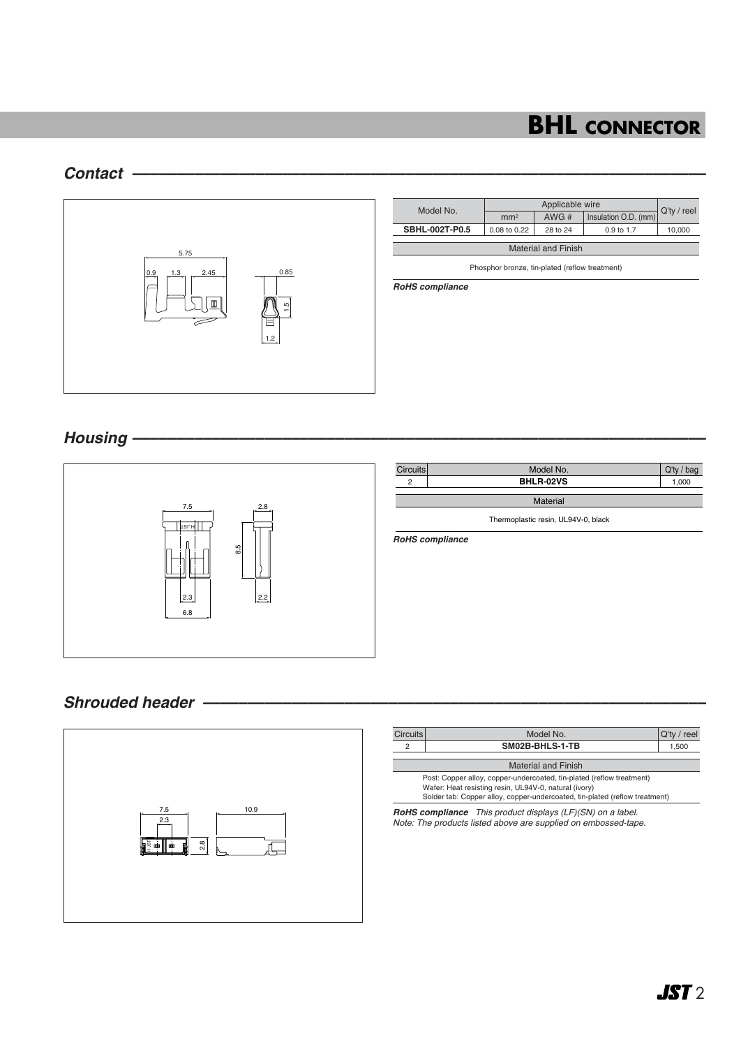# BHL CONNECTOR

## Contact

| Model No. | Applicable wire | | | Q'ty / reel |
|---|---|---|---|---|
| | mm² | AWG # | Insulation O.D. (mm) | |
| **SBHL-002T-P0.5** | 0.08 to 0.22 | 28 to 24 | 0.9 to 1.7 | 10,000 |

| Material and Finish |
|---|
| Phosphor bronze, tin-plated (reflow treatment) |

***RoHS compliance***

## Housing

| Circuits | Model No. | Q'ty / bag |
|---|---|---|
| 2 | **BHLR-02VS** | 1,000 |

| Material |
|---|
| Thermoplastic resin, UL94V-0, black |

***RoHS compliance***

## Shrouded header

| Circuits | Model No. | Q'ty / reel |
|---|---|---|
| 2 | **SM02B-BHLS-1-TB** | 1,500 |

| Material and Finish |
|---|
| Post: Copper alloy, copper-undercoated, tin-plated (reflow treatment)<br>Wafer: Heat resisting resin, UL94V-0, natural (ivory)<br>Solder tab: Copper alloy, copper-undercoated, tin-plated (reflow treatment) |

***RoHS compliance*** *This product displays (LF)(SN) on a label.*
*Note: The products listed above are supplied on embossed-tape.*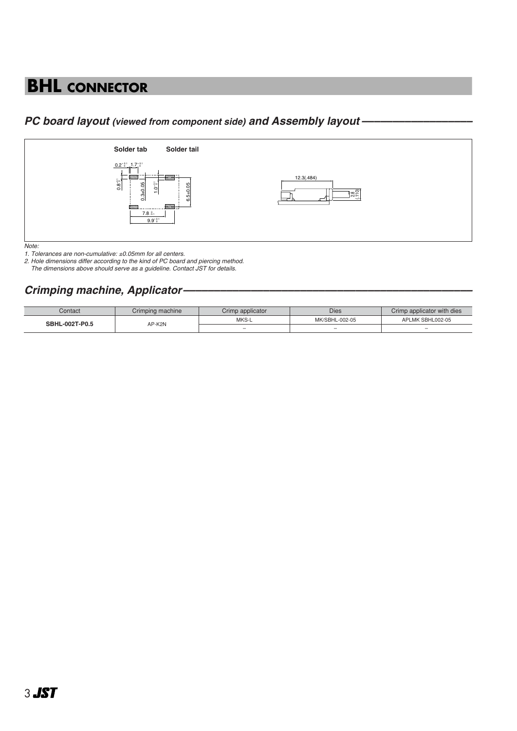# BHL CONNECTOR

## PC board layout *(viewed from component side)* and Assembly layout

Solder tab

Solder tail

$0.2^{+0.1}_{0}$ $1.7^{+0.1}_{0}$

$0.8^{+0.1}_{0}$

0.3±0.05

$1.0^{+0.1}_{0}$

6.5±0.05

$7.8^{0}_{-0.1}$

$9.9^{+0.1}_{0}$

12.3(.484)

2.8 (.110)

*Note:*

*1. Tolerances are non-cumulative: ±0.05mm for all centers.*

*2. Hole dimensions differ according to the kind of PC board and piercing method.*
*The dimensions above should serve as a guideline. Contact JST for details.*

## Crimping machine, Applicator

| Contact | Crimping machine | Crimp applicator | Dies | Crimp applicator with dies |
|---|---|---|---|---|
| **SBHL-002T-P0.5** | AP-K2N | MKS-L | MK/SBHL-002-05 | APLMK SBHL002-05 |
| | | – | – | – |